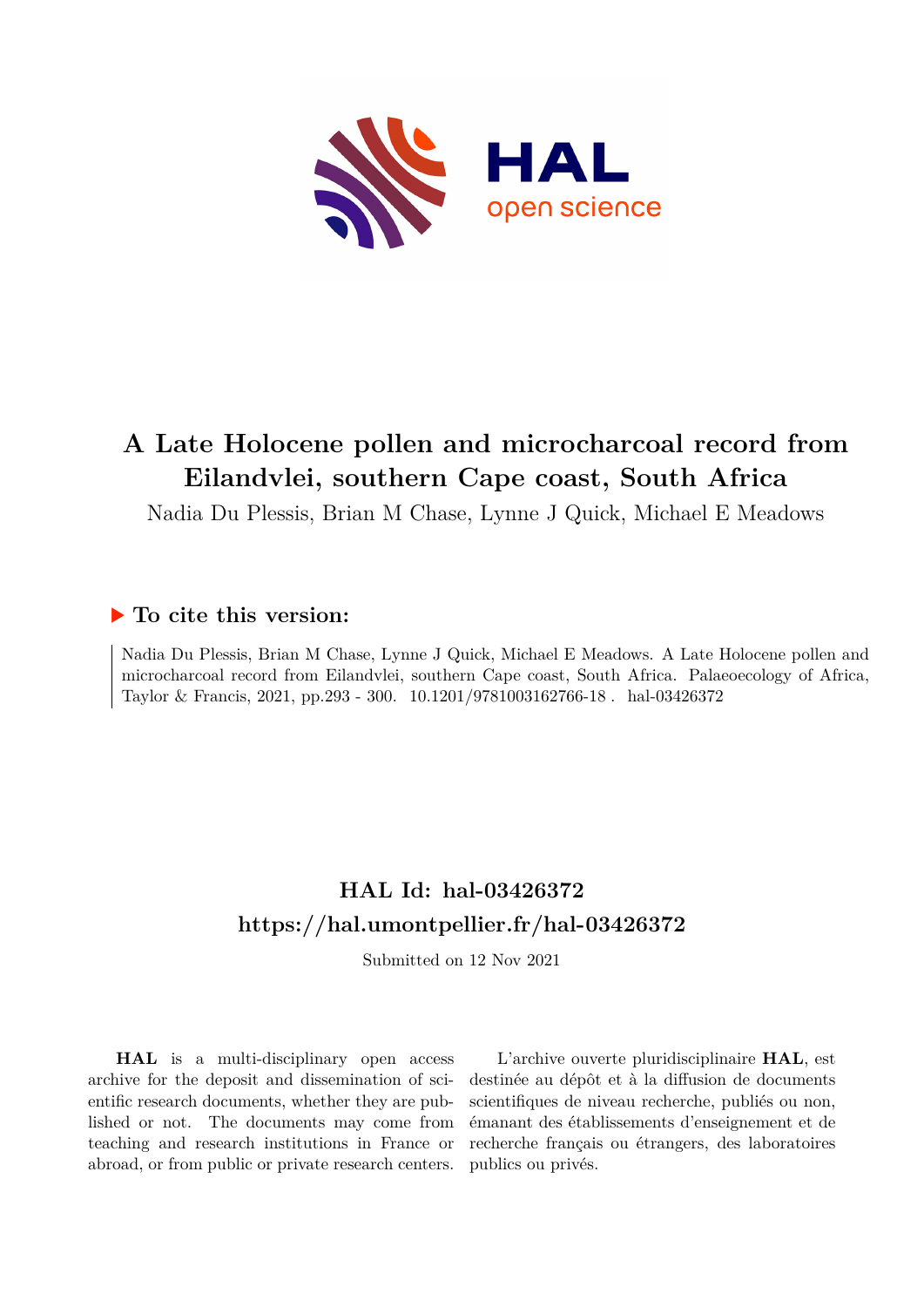# A Late Holocene pollen and microcharcoal record from Eilandvlei, southern Cape coast, South Africa

Nadia Du Plessis, Brian M Chase, Lynne J Quick, Michael E Meadows

## ▶ To cite this version:

Nadia Du Plessis, Brian M Chase, Lynne J Quick, Michael E Meadows. A Late Holocene pollen and microcharcoal record from Eilandvlei, southern Cape coast, South Africa. Palaeoecology of Africa, Taylor & Francis, 2021, pp.293 - 300. 10.1201/9781003162766-18 . hal-03426372

## HAL Id: hal-03426372

## https://hal.umontpellier.fr/hal-03426372

Submitted on 12 Nov 2021

**HAL** is a multi-disciplinary open access archive for the deposit and dissemination of scientific research documents, whether they are published or not. The documents may come from teaching and research institutions in France or abroad, or from public or private research centers.

L'archive ouverte pluridisciplinaire **HAL**, est destinée au dépôt et à la diffusion de documents scientifiques de niveau recherche, publiés ou non, émanant des établissements d'enseignement et de recherche français ou étrangers, des laboratoires publics ou privés.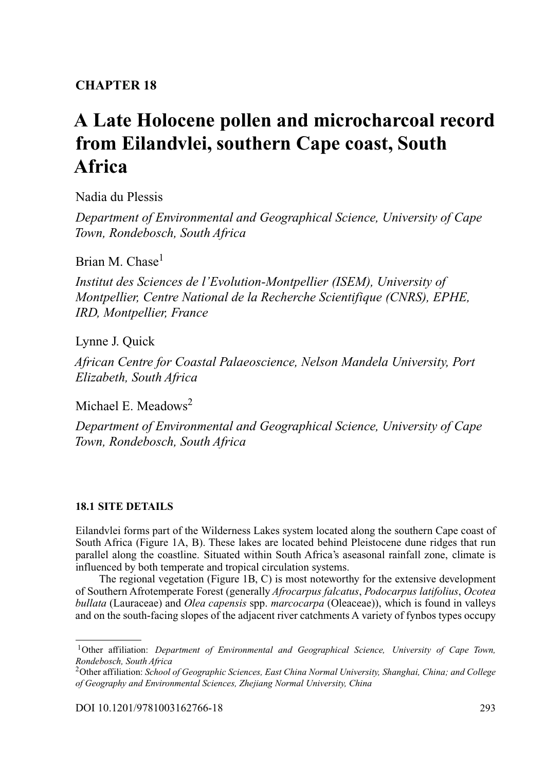**CHAPTER 18**

# A Late Holocene pollen and microcharcoal record from Eilandvlei, southern Cape coast, South Africa

Nadia du Plessis

*Department of Environmental and Geographical Science, University of Cape Town, Rondebosch, South Africa*

Brian M. Chase[1]

*Institut des Sciences de l'Evolution-Montpellier (ISEM), University of Montpellier, Centre National de la Recherche Scientifique (CNRS), EPHE, IRD, Montpellier, France*

Lynne J. Quick

*African Centre for Coastal Palaeoscience, Nelson Mandela University, Port Elizabeth, South Africa*

Michael E. Meadows[2]

*Department of Environmental and Geographical Science, University of Cape Town, Rondebosch, South Africa*

## 18.1 SITE DETAILS

Eilandvlei forms part of the Wilderness Lakes system located along the southern Cape coast of South Africa (Figure 1A, B). These lakes are located behind Pleistocene dune ridges that run parallel along the coastline. Situated within South Africa's aseasonal rainfall zone, climate is influenced by both temperate and tropical circulation systems.

The regional vegetation (Figure 1B, C) is most noteworthy for the extensive development of Southern Afrotemperate Forest (generally *Afrocarpus falcatus*, *Podocarpus latifolius*, *Ocotea bullata* (Lauraceae) and *Olea capensis* spp. *marcocarpa* (Oleaceae)), which is found in valleys and on the south-facing slopes of the adjacent river catchments A variety of fynbos types occupy

---

[1]Other affiliation: *Department of Environmental and Geographical Science, University of Cape Town, Rondebosch, South Africa*

[2]Other affiliation: *School of Geographic Sciences, East China Normal University, Shanghai, China; and College of Geography and Environmental Sciences, Zhejiang Normal University, China*

DOI 10.1201/9781003162766-18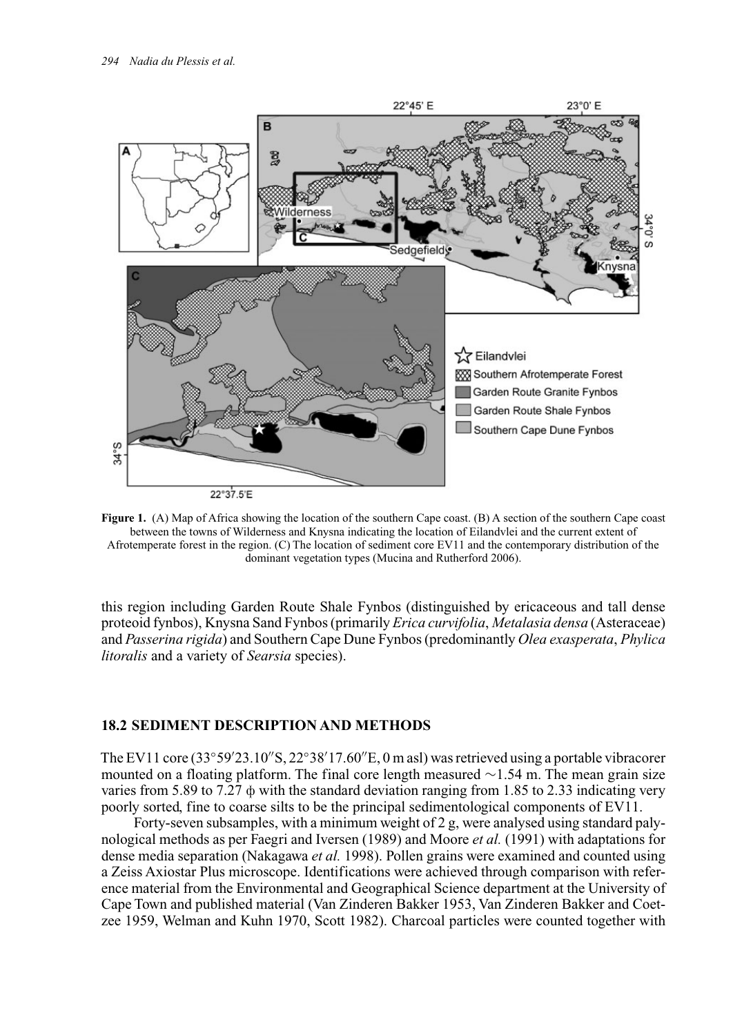**Figure 1.** (A) Map of Africa showing the location of the southern Cape coast. (B) A section of the southern Cape coast between the towns of Wilderness and Knysna indicating the location of Eilandvlei and the current extent of Afrotemperate forest in the region. (C) The location of sediment core EV11 and the contemporary distribution of the dominant vegetation types (Mucina and Rutherford 2006).

this region including Garden Route Shale Fynbos (distinguished by ericaceous and tall dense proteoid fynbos), Knysna Sand Fynbos (primarily *Erica curvifolia*, *Metalasia densa* (Asteraceae) and *Passerina rigida*) and Southern Cape Dune Fynbos (predominantly *Olea exasperata*, *Phylica litoralis* and a variety of *Searsia* species).

## 18.2 SEDIMENT DESCRIPTION AND METHODS

The EV11 core (33°59′23.10″S, 22°38′17.60″E, 0 m asl) was retrieved using a portable vibracorer mounted on a floating platform. The final core length measured ~1.54 m. The mean grain size varies from 5.89 to 7.27 ϕ with the standard deviation ranging from 1.85 to 2.33 indicating very poorly sorted, fine to coarse silts to be the principal sedimentological components of EV11.

Forty-seven subsamples, with a minimum weight of 2 g, were analysed using standard palynological methods as per Faegri and Iversen (1989) and Moore *et al.* (1991) with adaptations for dense media separation (Nakagawa *et al.* 1998). Pollen grains were examined and counted using a Zeiss Axiostar Plus microscope. Identifications were achieved through comparison with reference material from the Environmental and Geographical Science department at the University of Cape Town and published material (Van Zinderen Bakker 1953, Van Zinderen Bakker and Coetzee 1959, Welman and Kuhn 1970, Scott 1982). Charcoal particles were counted together with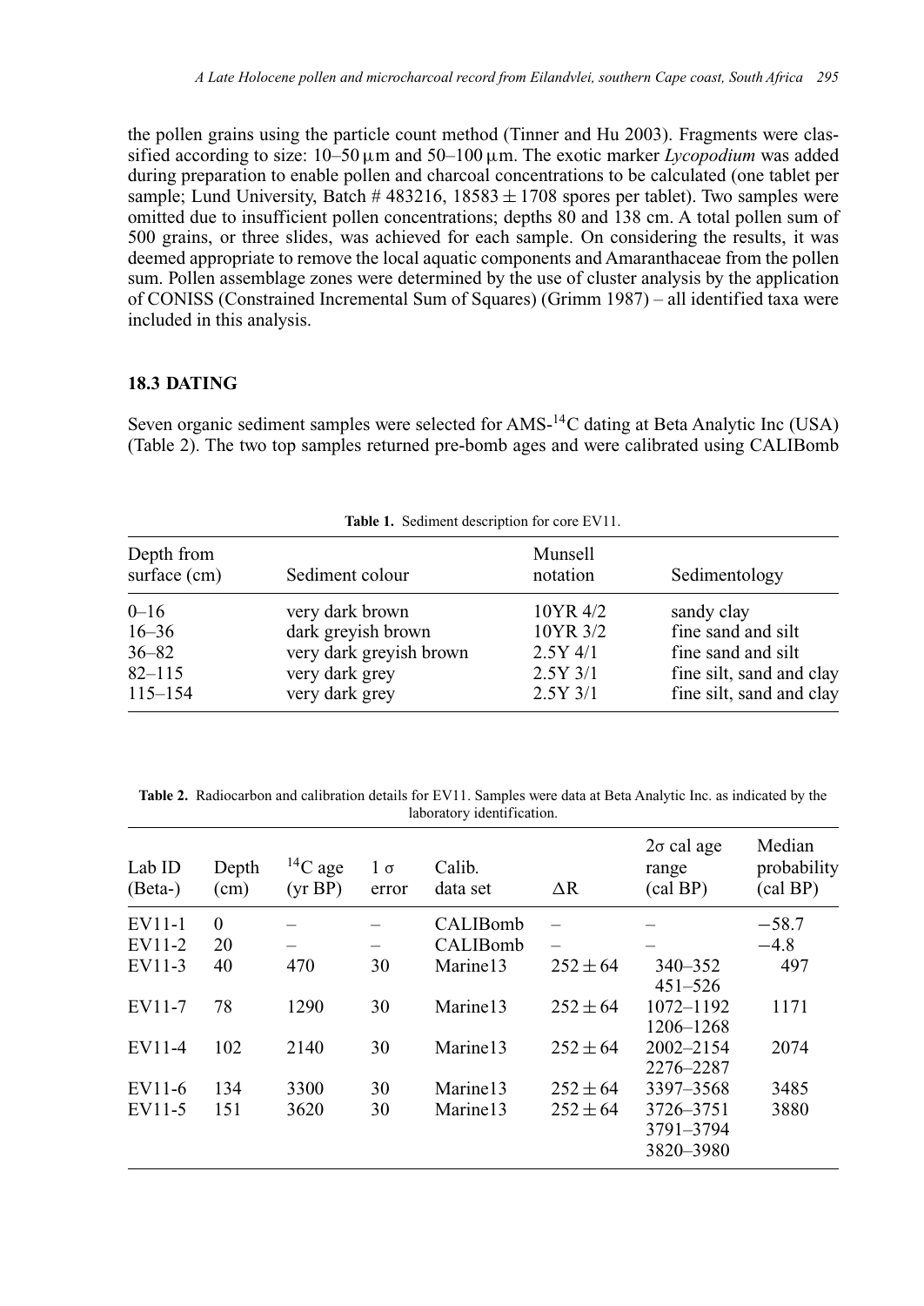the pollen grains using the particle count method (Tinner and Hu 2003). Fragments were classified according to size: 10–50 µm and 50–100 µm. The exotic marker *Lycopodium* was added during preparation to enable pollen and charcoal concentrations to be calculated (one tablet per sample; Lund University, Batch # 483216, 18583 ± 1708 spores per tablet). Two samples were omitted due to insufficient pollen concentrations; depths 80 and 138 cm. A total pollen sum of 500 grains, or three slides, was achieved for each sample. On considering the results, it was deemed appropriate to remove the local aquatic components and Amaranthaceae from the pollen sum. Pollen assemblage zones were determined by the use of cluster analysis by the application of CONISS (Constrained Incremental Sum of Squares) (Grimm 1987) – all identified taxa were included in this analysis.

### 18.3 DATING

Seven organic sediment samples were selected for AMS-$^{14}$C dating at Beta Analytic Inc (USA) (Table 2). The two top samples returned pre-bomb ages and were calibrated using CALIBomb

**Table 1.** Sediment description for core EV11.

| Depth from surface (cm) | Sediment colour | Munsell notation | Sedimentology |
|---|---|---|---|
| 0–16 | very dark brown | 10YR 4/2 | sandy clay |
| 16–36 | dark greyish brown | 10YR 3/2 | fine sand and silt |
| 36–82 | very dark greyish brown | 2.5Y 4/1 | fine sand and silt |
| 82–115 | very dark grey | 2.5Y 3/1 | fine silt, sand and clay |
| 115–154 | very dark grey | 2.5Y 3/1 | fine silt, sand and clay |

**Table 2.** Radiocarbon and calibration details for EV11. Samples were data at Beta Analytic Inc. as indicated by the laboratory identification.

| Lab ID (Beta-) | Depth (cm) | $^{14}$C age (yr BP) | 1 σ error | Calib. data set | ΔR | 2σ cal age range (cal BP) | Median probability (cal BP) |
|---|---|---|---|---|---|---|---|
| EV11-1 | 0 | – | – | CALIBomb | – | – | −58.7 |
| EV11-2 | 20 | – | – | CALIBomb | – | – | −4.8 |
| EV11-3 | 40 | 470 | 30 | Marine13 | 252 ± 64 | 340–352<br>451–526 | 497 |
| EV11-7 | 78 | 1290 | 30 | Marine13 | 252 ± 64 | 1072–1192<br>1206–1268 | 1171 |
| EV11-4 | 102 | 2140 | 30 | Marine13 | 252 ± 64 | 2002–2154<br>2276–2287 | 2074 |
| EV11-6 | 134 | 3300 | 30 | Marine13 | 252 ± 64 | 3397–3568 | 3485 |
| EV11-5 | 151 | 3620 | 30 | Marine13 | 252 ± 64 | 3726–3751<br>3791–3794<br>3820–3980 | 3880 |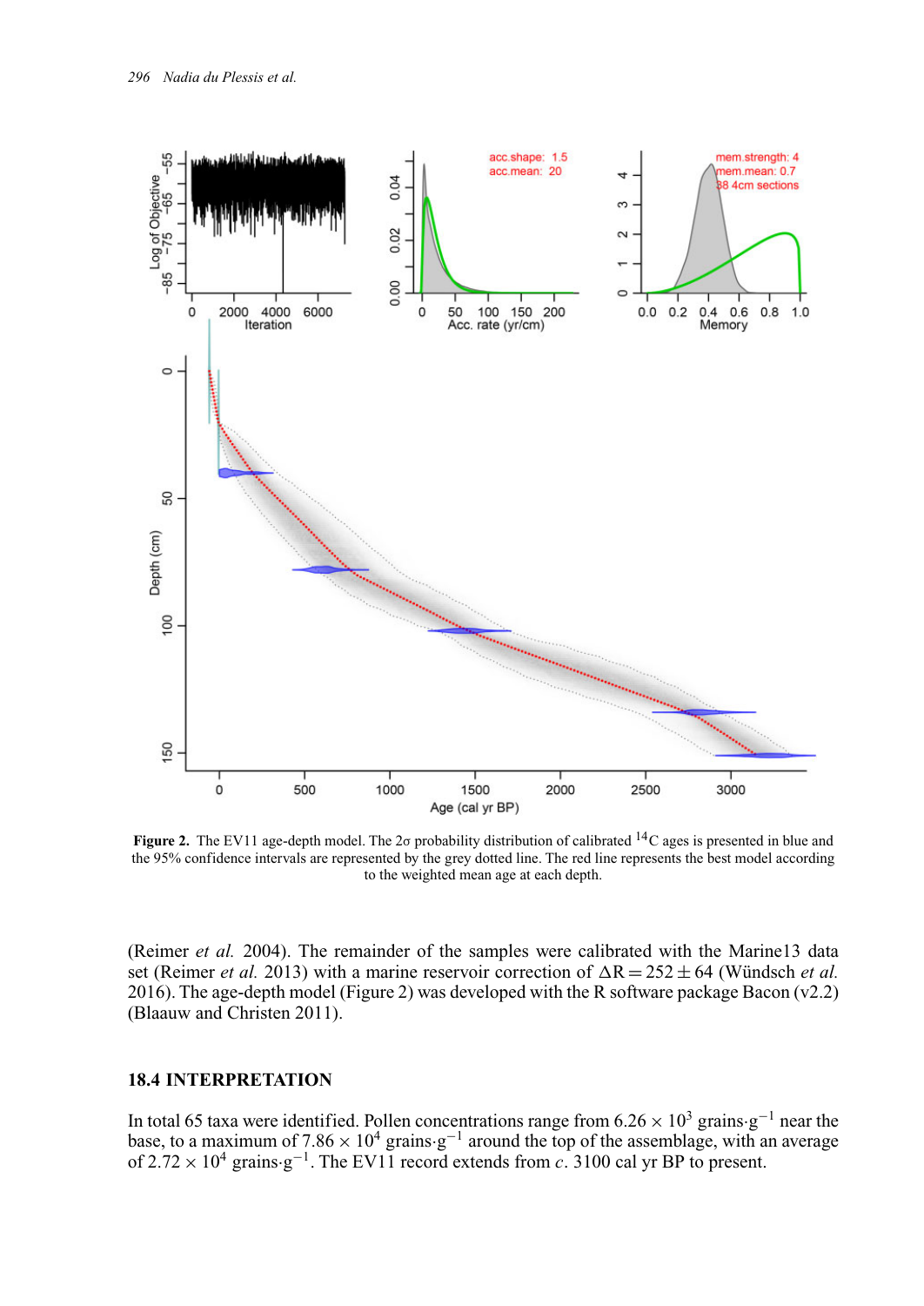**Figure 2.** The EV11 age-depth model. The 2σ probability distribution of calibrated $^{14}$C ages is presented in blue and the 95% confidence intervals are represented by the grey dotted line. The red line represents the best model according to the weighted mean age at each depth.

(Reimer *et al.* 2004). The remainder of the samples were calibrated with the Marine13 data set (Reimer *et al.* 2013) with a marine reservoir correction of $\Delta R = 252 \pm 64$ (Wündsch *et al.* 2016). The age-depth model (Figure 2) was developed with the R software package Bacon (v2.2) (Blaauw and Christen 2011).

## 18.4 INTERPRETATION

In total 65 taxa were identified. Pollen concentrations range from $6.26 \times 10^3$ grains·g$^{-1}$ near the base, to a maximum of $7.86 \times 10^4$ grains·g$^{-1}$ around the top of the assemblage, with an average of $2.72 \times 10^4$ grains·g$^{-1}$. The EV11 record extends from *c.* 3100 cal yr BP to present.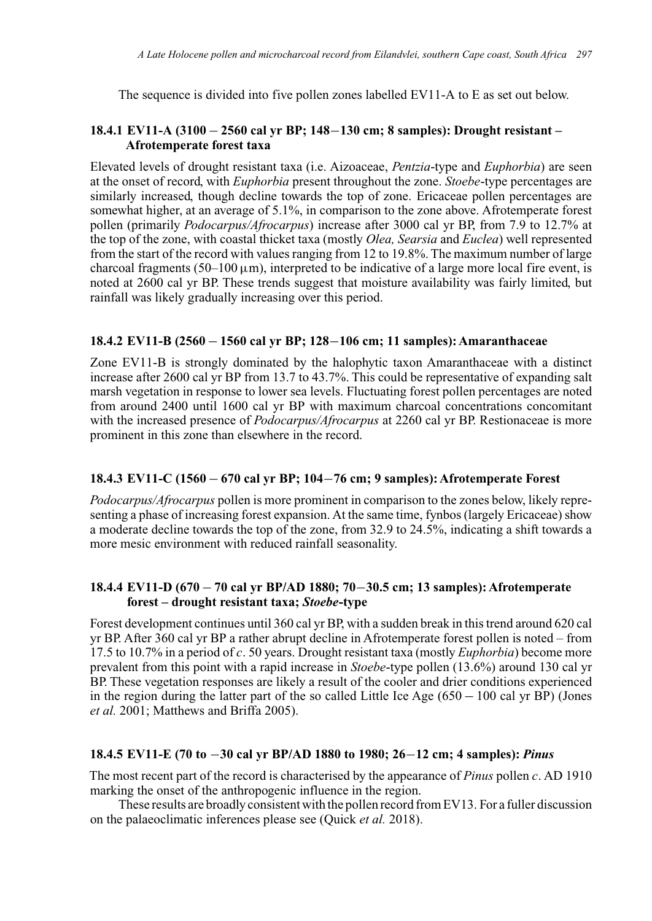The sequence is divided into five pollen zones labelled EV11-A to E as set out below.

### 18.4.1 EV11-A (3100 – 2560 cal yr BP; 148–130 cm; 8 samples): Drought resistant – Afrotemperate forest taxa

Elevated levels of drought resistant taxa (i.e. Aizoaceae, *Pentzia*-type and *Euphorbia*) are seen at the onset of record, with *Euphorbia* present throughout the zone. *Stoebe*-type percentages are similarly increased, though decline towards the top of zone. Ericaceae pollen percentages are somewhat higher, at an average of 5.1%, in comparison to the zone above. Afrotemperate forest pollen (primarily *Podocarpus/Afrocarpus*) increase after 3000 cal yr BP, from 7.9 to 12.7% at the top of the zone, with coastal thicket taxa (mostly *Olea, Searsia* and *Euclea*) well represented from the start of the record with values ranging from 12 to 19.8%. The maximum number of large charcoal fragments (50–100 $\mu$m), interpreted to be indicative of a large more local fire event, is noted at 2600 cal yr BP. These trends suggest that moisture availability was fairly limited, but rainfall was likely gradually increasing over this period.

### 18.4.2 EV11-B (2560 – 1560 cal yr BP; 128–106 cm; 11 samples): Amaranthaceae

Zone EV11-B is strongly dominated by the halophytic taxon Amaranthaceae with a distinct increase after 2600 cal yr BP from 13.7 to 43.7%. This could be representative of expanding salt marsh vegetation in response to lower sea levels. Fluctuating forest pollen percentages are noted from around 2400 until 1600 cal yr BP with maximum charcoal concentrations concomitant with the increased presence of *Podocarpus/Afrocarpus* at 2260 cal yr BP. Restionaceae is more prominent in this zone than elsewhere in the record.

### 18.4.3 EV11-C (1560 – 670 cal yr BP; 104–76 cm; 9 samples): Afrotemperate Forest

*Podocarpus/Afrocarpus* pollen is more prominent in comparison to the zones below, likely representing a phase of increasing forest expansion. At the same time, fynbos (largely Ericaceae) show a moderate decline towards the top of the zone, from 32.9 to 24.5%, indicating a shift towards a more mesic environment with reduced rainfall seasonality.

### 18.4.4 EV11-D (670 – 70 cal yr BP/AD 1880; 70–30.5 cm; 13 samples): Afrotemperate forest – drought resistant taxa; *Stoebe*-type

Forest development continues until 360 cal yr BP, with a sudden break in this trend around 620 cal yr BP. After 360 cal yr BP a rather abrupt decline in Afrotemperate forest pollen is noted – from 17.5 to 10.7% in a period of *c*. 50 years. Drought resistant taxa (mostly *Euphorbia*) become more prevalent from this point with a rapid increase in *Stoebe*-type pollen (13.6%) around 130 cal yr BP. These vegetation responses are likely a result of the cooler and drier conditions experienced in the region during the latter part of the so called Little Ice Age (650 – 100 cal yr BP) (Jones *et al.* 2001; Matthews and Briffa 2005).

### 18.4.5 EV11-E (70 to −30 cal yr BP/AD 1880 to 1980; 26–12 cm; 4 samples): *Pinus*

The most recent part of the record is characterised by the appearance of *Pinus* pollen *c*. AD 1910 marking the onset of the anthropogenic influence in the region.

These results are broadly consistent with the pollen record from EV13. For a fuller discussion on the palaeoclimatic inferences please see (Quick *et al.* 2018).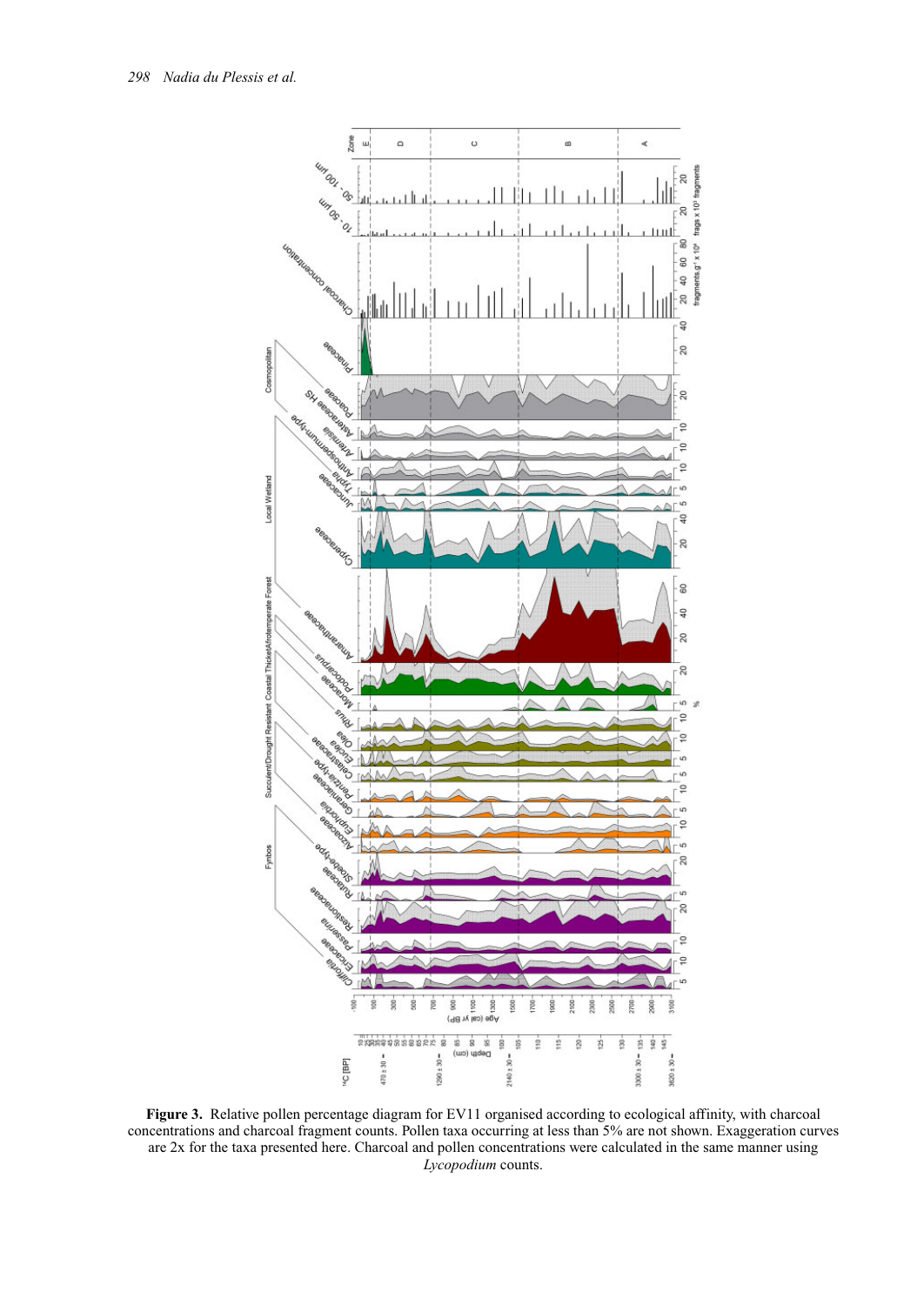**Figure 3.** Relative pollen percentage diagram for EV11 organised according to ecological affinity, with charcoal concentrations and charcoal fragment counts. Pollen taxa occurring at less than 5% are not shown. Exaggeration curves are 2x for the taxa presented here. Charcoal and pollen concentrations were calculated in the same manner using *Lycopodium* counts.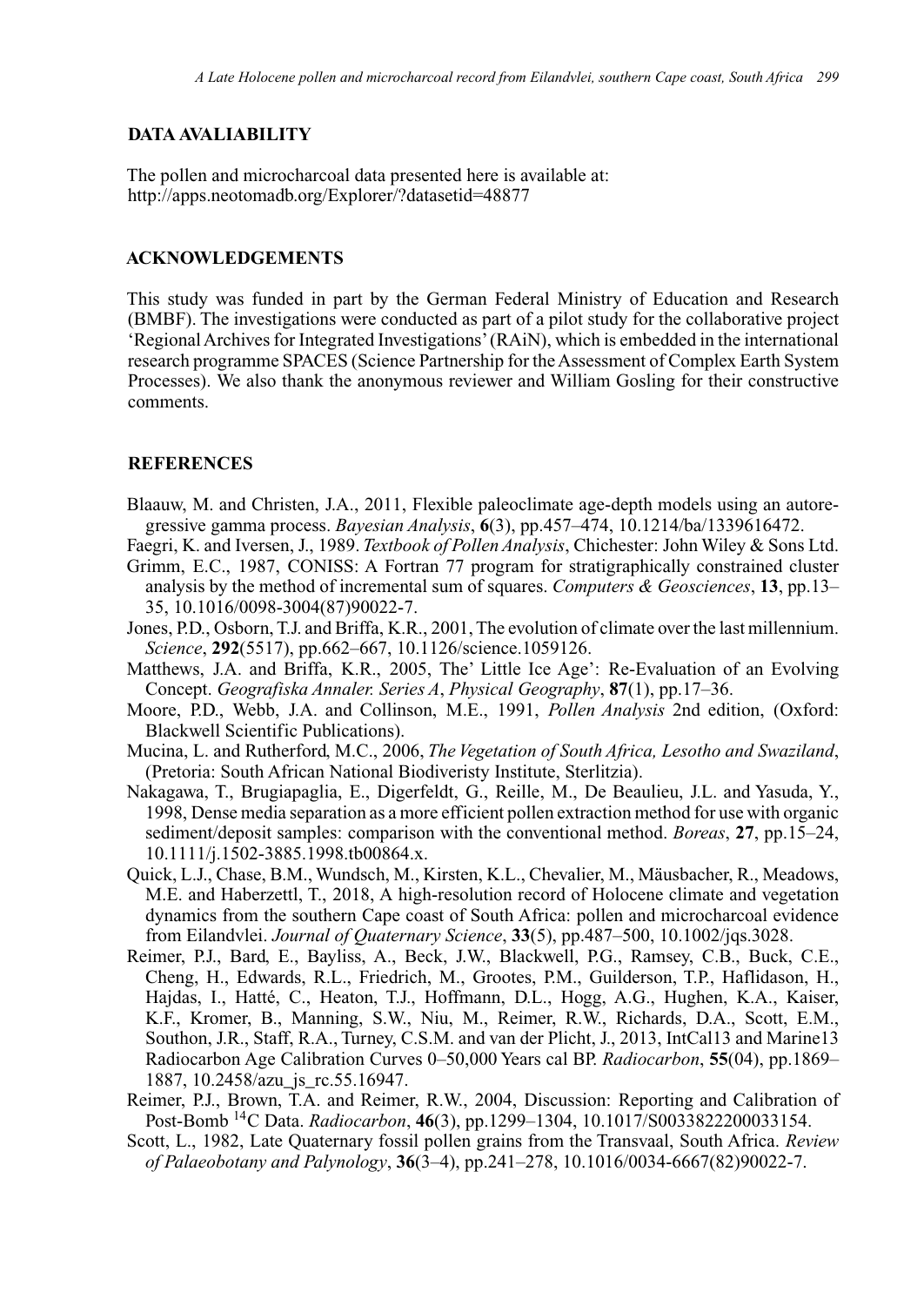## DATA AVALIABILITY

The pollen and microcharcoal data presented here is available at: http://apps.neotomadb.org/Explorer/?datasetid=48877

## ACKNOWLEDGEMENTS

This study was funded in part by the German Federal Ministry of Education and Research (BMBF). The investigations were conducted as part of a pilot study for the collaborative project 'Regional Archives for Integrated Investigations' (RAiN), which is embedded in the international research programme SPACES (Science Partnership for the Assessment of Complex Earth System Processes). We also thank the anonymous reviewer and William Gosling for their constructive comments.

## REFERENCES

Blaauw, M. and Christen, J.A., 2011, Flexible paleoclimate age-depth models using an autoregressive gamma process. *Bayesian Analysis*, **6**(3), pp.457–474, 10.1214/ba/1339616472.

Faegri, K. and Iversen, J., 1989. *Textbook of Pollen Analysis*, Chichester: John Wiley & Sons Ltd.

Grimm, E.C., 1987, CONISS: A Fortran 77 program for stratigraphically constrained cluster analysis by the method of incremental sum of squares. *Computers & Geosciences*, **13**, pp.13–35, 10.1016/0098-3004(87)90022-7.

Jones, P.D., Osborn, T.J. and Briffa, K.R., 2001, The evolution of climate over the last millennium. *Science*, **292**(5517), pp.662–667, 10.1126/science.1059126.

Matthews, J.A. and Briffa, K.R., 2005, The' Little Ice Age': Re-Evaluation of an Evolving Concept. *Geografiska Annaler. Series A*, *Physical Geography*, **87**(1), pp.17–36.

Moore, P.D., Webb, J.A. and Collinson, M.E., 1991, *Pollen Analysis* 2nd edition, (Oxford: Blackwell Scientific Publications).

Mucina, L. and Rutherford, M.C., 2006, *The Vegetation of South Africa, Lesotho and Swaziland*, (Pretoria: South African National Biodiveristy Institute, Sterlitzia).

Nakagawa, T., Brugiapaglia, E., Digerfeldt, G., Reille, M., De Beaulieu, J.L. and Yasuda, Y., 1998, Dense media separation as a more efficient pollen extraction method for use with organic sediment/deposit samples: comparison with the conventional method. *Boreas*, **27**, pp.15–24, 10.1111/j.1502-3885.1998.tb00864.x.

Quick, L.J., Chase, B.M., Wundsch, M., Kirsten, K.L., Chevalier, M., Mäusbacher, R., Meadows, M.E. and Haberzettl, T., 2018, A high-resolution record of Holocene climate and vegetation dynamics from the southern Cape coast of South Africa: pollen and microcharcoal evidence from Eilandvlei. *Journal of Quaternary Science*, **33**(5), pp.487–500, 10.1002/jqs.3028.

Reimer, P.J., Bard, E., Bayliss, A., Beck, J.W., Blackwell, P.G., Ramsey, C.B., Buck, C.E., Cheng, H., Edwards, R.L., Friedrich, M., Grootes, P.M., Guilderson, T.P., Haflidason, H., Hajdas, I., Hatté, C., Heaton, T.J., Hoffmann, D.L., Hogg, A.G., Hughen, K.A., Kaiser, K.F., Kromer, B., Manning, S.W., Niu, M., Reimer, R.W., Richards, D.A., Scott, E.M., Southon, J.R., Staff, R.A., Turney, C.S.M. and van der Plicht, J., 2013, IntCal13 and Marine13 Radiocarbon Age Calibration Curves 0–50,000 Years cal BP. *Radiocarbon*, **55**(04), pp.1869–1887, 10.2458/azu_js_rc.55.16947.

Reimer, P.J., Brown, T.A. and Reimer, R.W., 2004, Discussion: Reporting and Calibration of Post-Bomb $^{14}$C Data. *Radiocarbon*, **46**(3), pp.1299–1304, 10.1017/S0033822200033154.

Scott, L., 1982, Late Quaternary fossil pollen grains from the Transvaal, South Africa. *Review of Palaeobotany and Palynology*, **36**(3–4), pp.241–278, 10.1016/0034-6667(82)90022-7.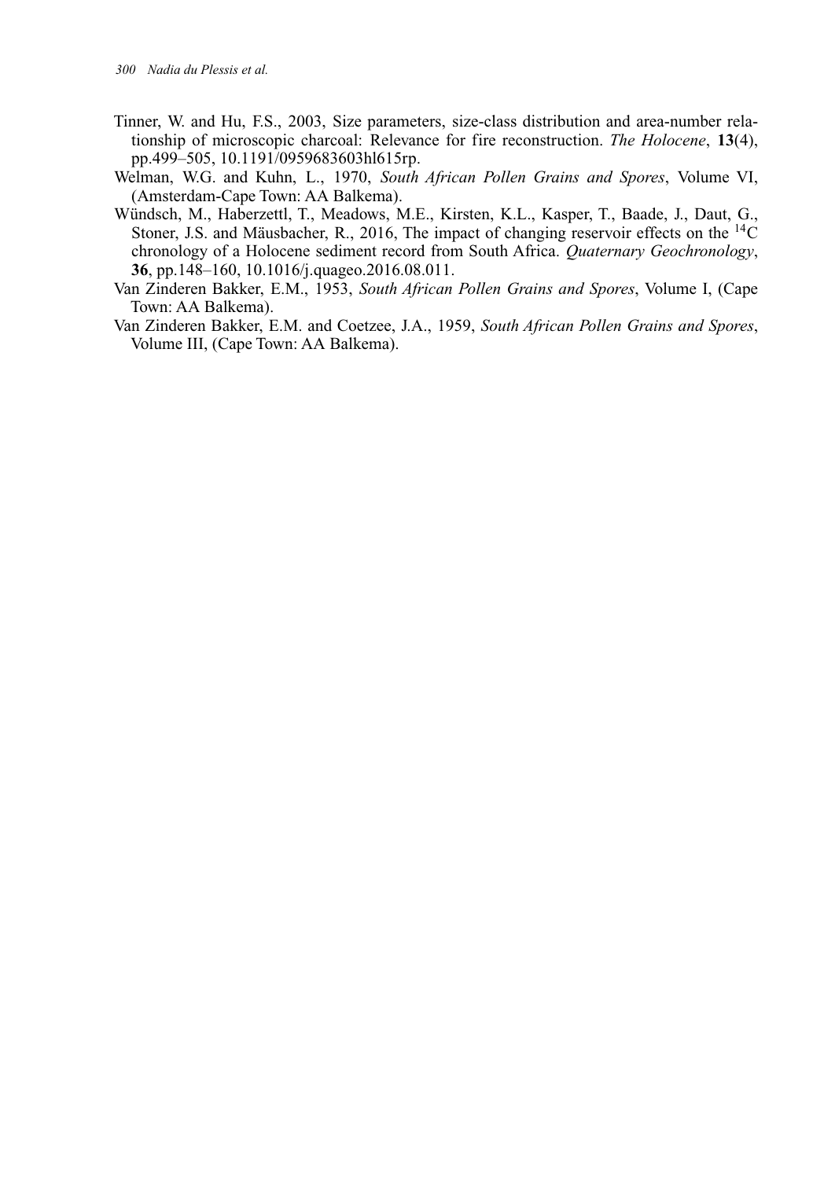Tinner, W. and Hu, F.S., 2003, Size parameters, size-class distribution and area-number relationship of microscopic charcoal: Relevance for fire reconstruction. *The Holocene*, **13**(4), pp.499–505, 10.1191/0959683603hl615rp.

Welman, W.G. and Kuhn, L., 1970, *South African Pollen Grains and Spores*, Volume VI, (Amsterdam-Cape Town: AA Balkema).

Wündsch, M., Haberzettl, T., Meadows, M.E., Kirsten, K.L., Kasper, T., Baade, J., Daut, G., Stoner, J.S. and Mäusbacher, R., 2016, The impact of changing reservoir effects on the $^{14}C$ chronology of a Holocene sediment record from South Africa. *Quaternary Geochronology*, **36**, pp.148–160, 10.1016/j.quageo.2016.08.011.

Van Zinderen Bakker, E.M., 1953, *South African Pollen Grains and Spores*, Volume I, (Cape Town: AA Balkema).

Van Zinderen Bakker, E.M. and Coetzee, J.A., 1959, *South African Pollen Grains and Spores*, Volume III, (Cape Town: AA Balkema).